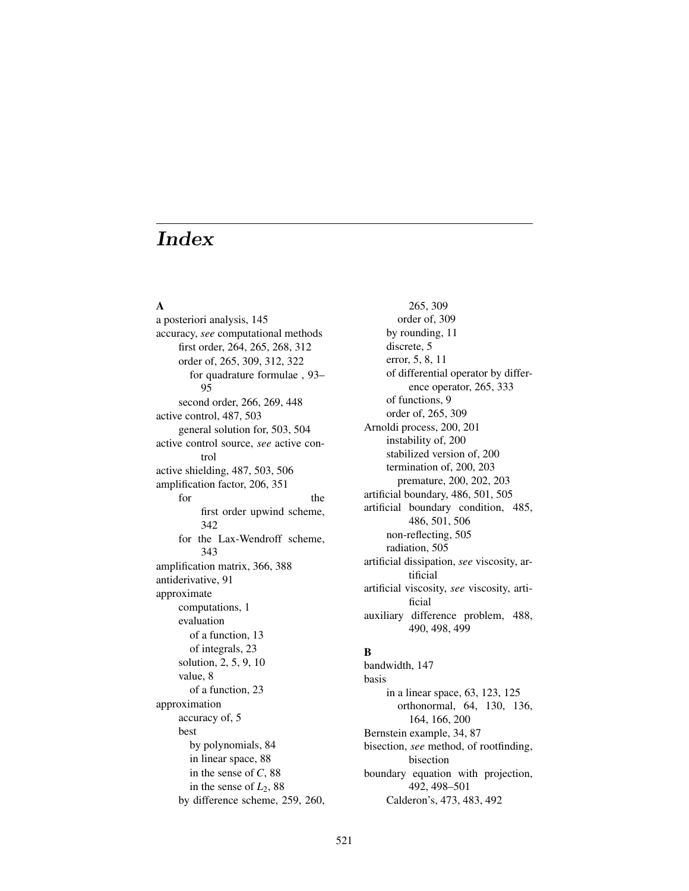# Index

**A**

a posteriori analysis, 145
accuracy, *see* computational methods
- first order, 264, 265, 268, 312
- order of, 265, 309, 312, 322
  - for quadrature formulae , 93–95
- second order, 266, 269, 448

active control, 487, 503
- general solution for, 503, 504

active control source, *see* active control
active shielding, 487, 503, 506
amplification factor, 206, 351
- for the first order upwind scheme, 342
- for the Lax-Wendroff scheme, 343

amplification matrix, 366, 388
antiderivative, 91
approximate
- computations, 1
- evaluation
  - of a function, 13
  - of integrals, 23
- solution, 2, 5, 9, 10
- value, 8
  - of a function, 23

approximation
- accuracy of, 5
- best
  - by polynomials, 84
  - in linear space, 88
  - in the sense of $C$, 88
  - in the sense of $L_2$, 88
- by difference scheme, 259, 260, 265, 309
  - order of, 309
- by rounding, 11
- discrete, 5
- error, 5, 8, 11
- of differential operator by difference operator, 265, 333
- of functions, 9
- order of, 265, 309

Arnoldi process, 200, 201
- instability of, 200
- stabilized version of, 200
- termination of, 200, 203
  - premature, 200, 202, 203

artificial boundary, 486, 501, 505
artificial boundary condition, 485, 486, 501, 506
- non-reflecting, 505
- radiation, 505

artificial dissipation, *see* viscosity, artificial
artificial viscosity, *see* viscosity, artificial
auxiliary difference problem, 488, 490, 498, 499

**B**

bandwidth, 147
basis
- in a linear space, 63, 123, 125
  - orthonormal, 64, 130, 136, 164, 166, 200

Bernstein example, 34, 87
bisection, *see* method, of rootfinding, bisection
boundary equation with projection, 492, 498–501
- Calderon's, 473, 483, 492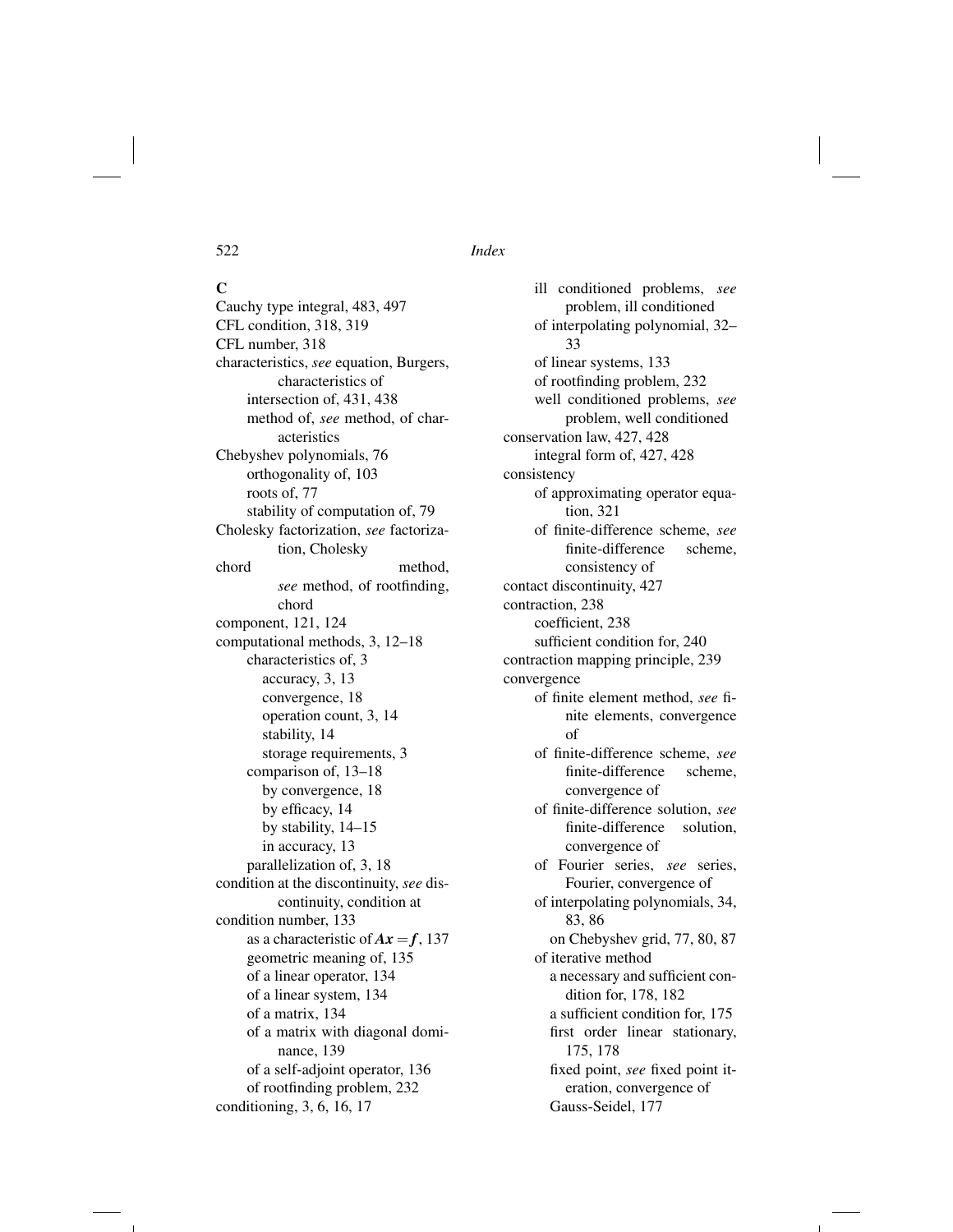## C

Cauchy type integral, 483, 497
CFL condition, 318, 319
CFL number, 318
characteristics, *see* equation, Burgers, characteristics of
- intersection of, 431, 438
- method of, *see* method, of characteristics

Chebyshev polynomials, 76
- orthogonality of, 103
- roots of, 77
- stability of computation of, 79

Cholesky factorization, *see* factorization, Cholesky
chord method, *see* method, of rootfinding, chord
component, 121, 124
computational methods, 3, 12–18
- characteristics of, 3
  - accuracy, 3, 13
  - convergence, 18
  - operation count, 3, 14
  - stability, 14
  - storage requirements, 3
- comparison of, 13–18
  - by convergence, 18
  - by efficacy, 14
  - by stability, 14–15
  - in accuracy, 13
- parallelization of, 3, 18

condition at the discontinuity, *see* discontinuity, condition at
condition number, 133
- as a characteristic of $\boldsymbol{Ax} = \boldsymbol{f}$, 137
- geometric meaning of, 135
- of a linear operator, 134
- of a linear system, 134
- of a matrix, 134
- of a matrix with diagonal dominance, 139
- of a self-adjoint operator, 136
- of rootfinding problem, 232

conditioning, 3, 6, 16, 17
- ill conditioned problems, *see* problem, ill conditioned
- of interpolating polynomial, 32–33
- of linear systems, 133
- of rootfinding problem, 232
- well conditioned problems, *see* problem, well conditioned

conservation law, 427, 428
- integral form of, 427, 428

consistency
- of approximating operator equation, 321
- of finite-difference scheme, *see* finite-difference scheme, consistency of

contact discontinuity, 427
contraction, 238
- coefficient, 238
- sufficient condition for, 240

contraction mapping principle, 239
convergence
- of finite element method, *see* finite elements, convergence of
- of finite-difference scheme, *see* finite-difference scheme, convergence of
- of finite-difference solution, *see* finite-difference solution, convergence of
- of Fourier series, *see* series, Fourier, convergence of
- of interpolating polynomials, 34, 83, 86
  - on Chebyshev grid, 77, 80, 87
- of iterative method
  - a necessary and sufficient condition for, 178, 182
  - a sufficient condition for, 175
  - first order linear stationary, 175, 178
  - fixed point, *see* fixed point iteration, convergence of
  - Gauss-Seidel, 177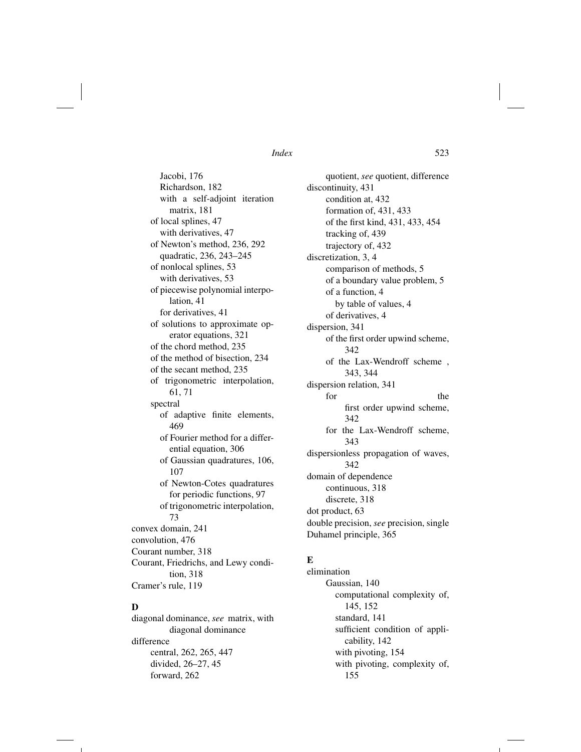Jacobi, 176
Richardson, 182
with a self-adjoint iteration matrix, 181
of local splines, 47
with derivatives, 47
of Newton's method, 236, 292
quadratic, 236, 243–245
of nonlocal splines, 53
with derivatives, 53
of piecewise polynomial interpolation, 41
for derivatives, 41
of solutions to approximate operator equations, 321
of the chord method, 235
of the method of bisection, 234
of the secant method, 235
of trigonometric interpolation, 61, 71
spectral
of adaptive finite elements, 469
of Fourier method for a differential equation, 306
of Gaussian quadratures, 106, 107
of Newton-Cotes quadratures for periodic functions, 97
of trigonometric interpolation, 73
convex domain, 241
convolution, 476
Courant number, 318
Courant, Friedrichs, and Lewy condition, 318
Cramer's rule, 119

**D**

diagonal dominance, *see* matrix, with diagonal dominance
difference
central, 262, 265, 447
divided, 26–27, 45
forward, 262
quotient, *see* quotient, difference
discontinuity, 431
condition at, 432
formation of, 431, 433
of the first kind, 431, 433, 454
tracking of, 439
trajectory of, 432
discretization, 3, 4
comparison of methods, 5
of a boundary value problem, 5
of a function, 4
by table of values, 4
of derivatives, 4
dispersion, 341
of the first order upwind scheme, 342
of the Lax-Wendroff scheme , 343, 344
dispersion relation, 341
for the first order upwind scheme, 342
for the Lax-Wendroff scheme, 343
dispersionless propagation of waves, 342
domain of dependence
continuous, 318
discrete, 318
dot product, 63
double precision, *see* precision, single
Duhamel principle, 365

**E**

elimination
Gaussian, 140
computational complexity of, 145, 152
standard, 141
sufficient condition of applicability, 142
with pivoting, 154
with pivoting, complexity of, 155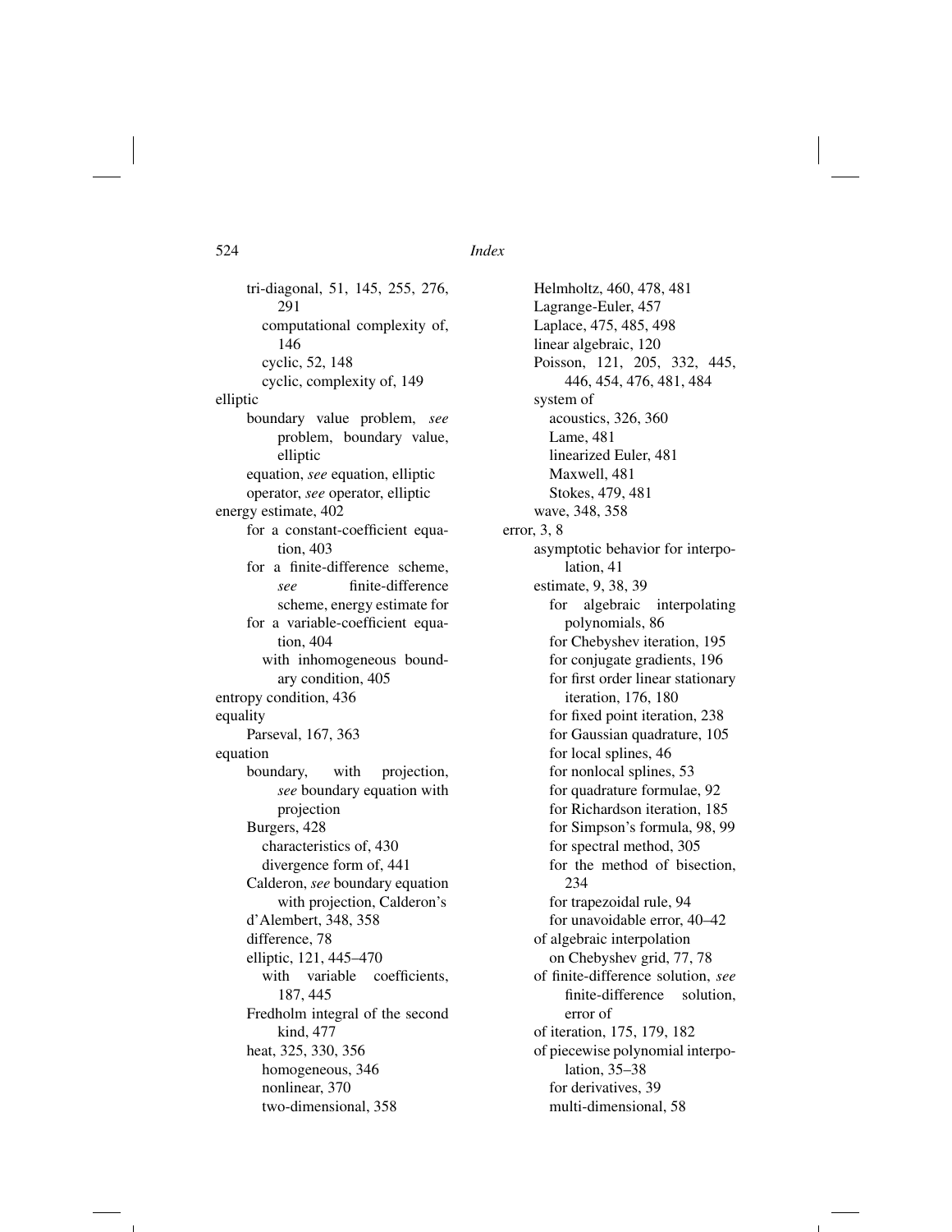tri-diagonal, 51, 145, 255, 276, 291
  computational complexity of, 146
  cyclic, 52, 148
  cyclic, complexity of, 149

elliptic
  boundary value problem, *see* problem, boundary value, elliptic
  equation, *see* equation, elliptic
  operator, *see* operator, elliptic

energy estimate, 402
  for a constant-coefficient equation, 403
  for a finite-difference scheme, *see* finite-difference scheme, energy estimate for
  for a variable-coefficient equation, 404
    with inhomogeneous boundary condition, 405

entropy condition, 436

equality
  Parseval, 167, 363

equation
  boundary, with projection, *see* boundary equation with projection
  Burgers, 428
    characteristics of, 430
    divergence form of, 441
  Calderon, *see* boundary equation with projection, Calderon's
  d'Alembert, 348, 358
  difference, 78
  elliptic, 121, 445–470
    with variable coefficients, 187, 445
  Fredholm integral of the second kind, 477
  heat, 325, 330, 356
    homogeneous, 346
    nonlinear, 370
    two-dimensional, 358
  Helmholtz, 460, 478, 481
  Lagrange-Euler, 457
  Laplace, 475, 485, 498
  linear algebraic, 120
  Poisson, 121, 205, 332, 445, 446, 454, 476, 481, 484
  system of
    acoustics, 326, 360
    Lame, 481
    linearized Euler, 481
    Maxwell, 481
    Stokes, 479, 481
  wave, 348, 358

error, 3, 8
  asymptotic behavior for interpolation, 41
  estimate, 9, 38, 39
    for algebraic interpolating polynomials, 86
    for Chebyshev iteration, 195
    for conjugate gradients, 196
    for first order linear stationary iteration, 176, 180
    for fixed point iteration, 238
    for Gaussian quadrature, 105
    for local splines, 46
    for nonlocal splines, 53
    for quadrature formulae, 92
    for Richardson iteration, 185
    for Simpson's formula, 98, 99
    for spectral method, 305
    for the method of bisection, 234
    for trapezoidal rule, 94
    for unavoidable error, 40–42
  of algebraic interpolation
    on Chebyshev grid, 77, 78
  of finite-difference solution, *see* finite-difference solution, error of
  of iteration, 175, 179, 182
  of piecewise polynomial interpolation, 35–38
    for derivatives, 39
    multi-dimensional, 58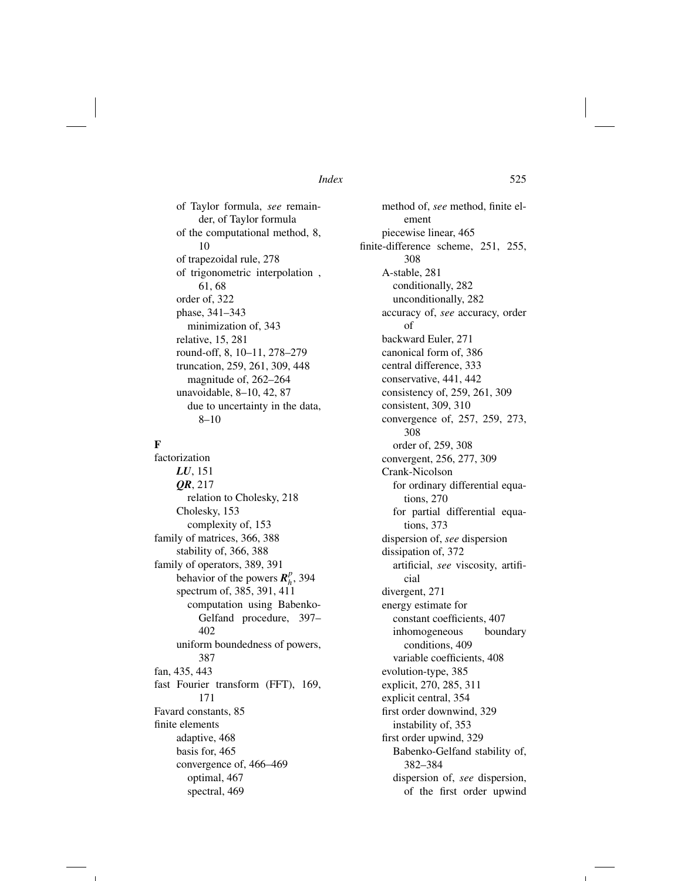of Taylor formula, *see* remainder, of Taylor formula
of the computational method, 8, 10
of trapezoidal rule, 278
of trigonometric interpolation , 61, 68
order of, 322
phase, 341–343
    minimization of, 343
relative, 15, 281
round-off, 8, 10–11, 278–279
truncation, 259, 261, 309, 448
    magnitude of, 262–264
unavoidable, 8–10, 42, 87
    due to uncertainty in the data, 8–10

**F**

factorization
    ***LU***, 151
    ***QR***, 217
        relation to Cholesky, 218
    Cholesky, 153
        complexity of, 153
family of matrices, 366, 388
    stability of, 366, 388
family of operators, 389, 391
    behavior of the powers $\boldsymbol{R}_h^p$, 394
    spectrum of, 385, 391, 411
        computation using Babenko-Gelfand procedure, 397–402
    uniform boundedness of powers, 387
fan, 435, 443
fast Fourier transform (FFT), 169, 171
Favard constants, 85
finite elements
    adaptive, 468
    basis for, 465
    convergence of, 466–469
        optimal, 467
        spectral, 469
    method of, *see* method, finite element
    piecewise linear, 465
finite-difference scheme, 251, 255, 308
    A-stable, 281
        conditionally, 282
        unconditionally, 282
    accuracy of, *see* accuracy, order of
    backward Euler, 271
    canonical form of, 386
    central difference, 333
    conservative, 441, 442
    consistency of, 259, 261, 309
    consistent, 309, 310
    convergence of, 257, 259, 273, 308
        order of, 259, 308
    convergent, 256, 277, 309
    Crank-Nicolson
        for ordinary differential equations, 270
        for partial differential equations, 373
    dispersion of, *see* dispersion
    dissipation of, 372
        artificial, *see* viscosity, artificial
    divergent, 271
    energy estimate for
        constant coefficients, 407
        inhomogeneous boundary conditions, 409
        variable coefficients, 408
    evolution-type, 385
    explicit, 270, 285, 311
    explicit central, 354
    first order downwind, 329
        instability of, 353
    first order upwind, 329
        Babenko-Gelfand stability of, 382–384
        dispersion of, *see* dispersion, of the first order upwind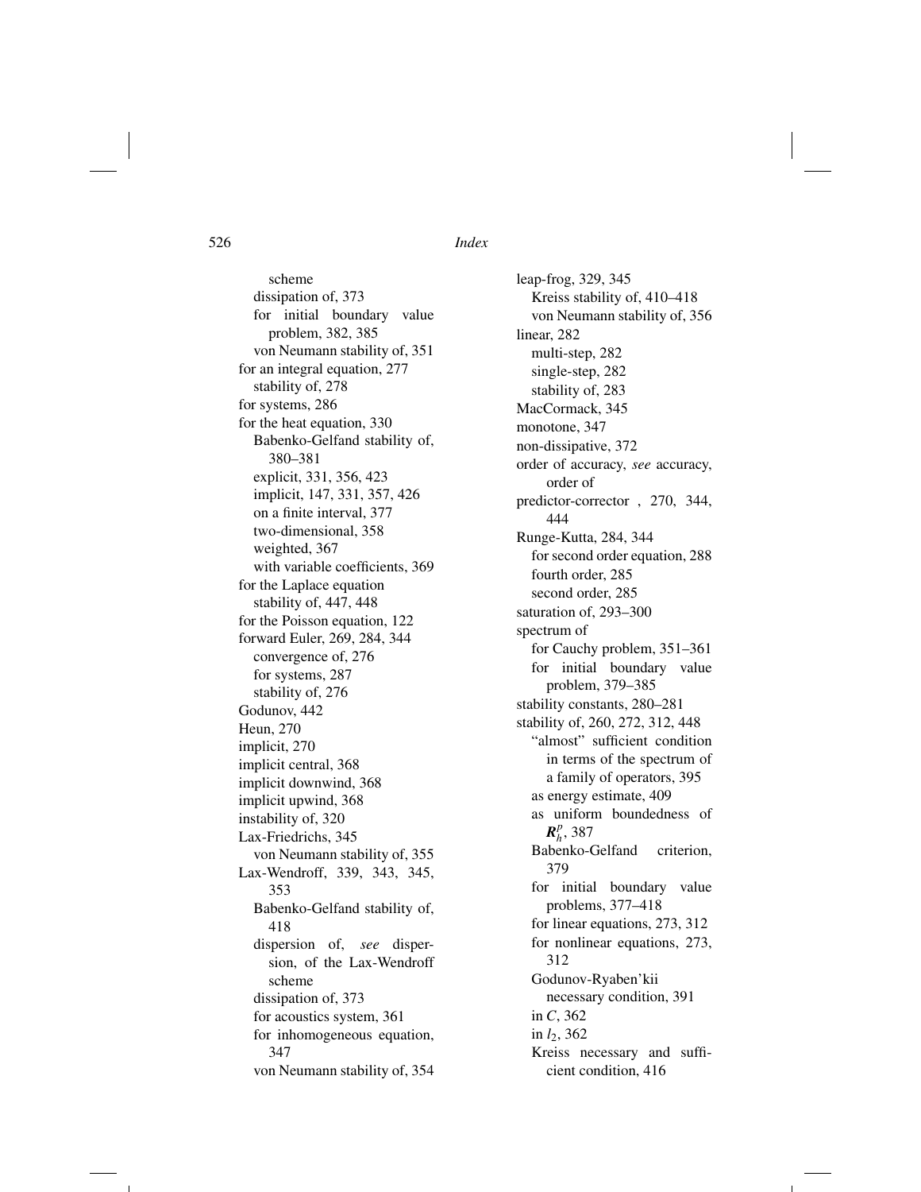scheme
    dissipation of, 373
    for initial boundary value problem, 382, 385
    von Neumann stability of, 351
  for an integral equation, 277
    stability of, 278
  for systems, 286
  for the heat equation, 330
    Babenko-Gelfand stability of, 380–381
    explicit, 331, 356, 423
    implicit, 147, 331, 357, 426
    on a finite interval, 377
    two-dimensional, 358
    weighted, 367
    with variable coefficients, 369
  for the Laplace equation
    stability of, 447, 448
  for the Poisson equation, 122
  forward Euler, 269, 284, 344
    convergence of, 276
    for systems, 287
    stability of, 276
  Godunov, 442
  Heun, 270
  implicit, 270
  implicit central, 368
  implicit downwind, 368
  implicit upwind, 368
  instability of, 320
  Lax-Friedrichs, 345
    von Neumann stability of, 355
  Lax-Wendroff, 339, 343, 345, 353
    Babenko-Gelfand stability of, 418
    dispersion of, *see* dispersion, of the Lax-Wendroff scheme
    dissipation of, 373
    for acoustics system, 361
    for inhomogeneous equation, 347
    von Neumann stability of, 354
  leap-frog, 329, 345
    Kreiss stability of, 410–418
    von Neumann stability of, 356
  linear, 282
    multi-step, 282
    single-step, 282
    stability of, 283
  MacCormack, 345
  monotone, 347
  non-dissipative, 372
  order of accuracy, *see* accuracy, order of
  predictor-corrector , 270, 344, 444
  Runge-Kutta, 284, 344
    for second order equation, 288
    fourth order, 285
    second order, 285
  saturation of, 293–300
  spectrum of
    for Cauchy problem, 351–361
    for initial boundary value problem, 379–385
  stability constants, 280–281
  stability of, 260, 272, 312, 448
    "almost" sufficient condition in terms of the spectrum of a family of operators, 395
    as energy estimate, 409
    as uniform boundedness of $\boldsymbol{R}_h^p$, 387
    Babenko-Gelfand criterion, 379
    for initial boundary value problems, 377–418
    for linear equations, 273, 312
    for nonlinear equations, 273, 312
    Godunov-Ryaben'kii necessary condition, 391
    in $C$, 362
    in $l_2$, 362
    Kreiss necessary and sufficient condition, 416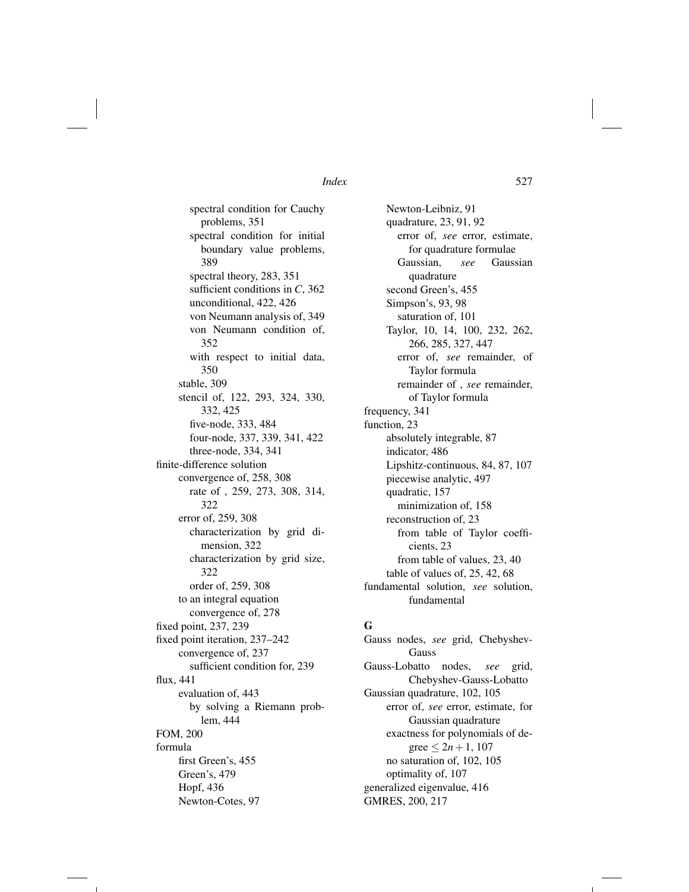spectral condition for Cauchy problems, 351
spectral condition for initial boundary value problems, 389
spectral theory, 283, 351
sufficient conditions in *C*, 362
unconditional, 422, 426
von Neumann analysis of, 349
von Neumann condition of, 352
with respect to initial data, 350
stable, 309
stencil of, 122, 293, 324, 330, 332, 425
five-node, 333, 484
four-node, 337, 339, 341, 422
three-node, 334, 341

finite-difference solution
convergence of, 258, 308
rate of , 259, 273, 308, 314, 322
error of, 259, 308
characterization by grid dimension, 322
characterization by grid size, 322
order of, 259, 308
to an integral equation
convergence of, 278

fixed point, 237, 239

fixed point iteration, 237–242
convergence of, 237
sufficient condition for, 239

flux, 441
evaluation of, 443
by solving a Riemann problem, 444

FOM, 200

formula
first Green's, 455
Green's, 479
Hopf, 436
Newton-Cotes, 97
Newton-Leibniz, 91
quadrature, 23, 91, 92
error of, *see* error, estimate, for quadrature formulae
Gaussian, *see* Gaussian quadrature
second Green's, 455
Simpson's, 93, 98
saturation of, 101
Taylor, 10, 14, 100, 232, 262, 266, 285, 327, 447
error of, *see* remainder, of Taylor formula
remainder of , *see* remainder, of Taylor formula

frequency, 341

function, 23
absolutely integrable, 87
indicator, 486
Lipshitz-continuous, 84, 87, 107
piecewise analytic, 497
quadratic, 157
minimization of, 158
reconstruction of, 23
from table of Taylor coefficients, 23
from table of values, 23, 40
table of values of, 25, 42, 68

fundamental solution, *see* solution, fundamental

**G**

Gauss nodes, *see* grid, Chebyshev-Gauss

Gauss-Lobatto nodes, *see* grid, Chebyshev-Gauss-Lobatto

Gaussian quadrature, 102, 105
error of, *see* error, estimate, for Gaussian quadrature
exactness for polynomials of degree $\leq 2n+1$, 107
no saturation of, 102, 105
optimality of, 107

generalized eigenvalue, 416

GMRES, 200, 217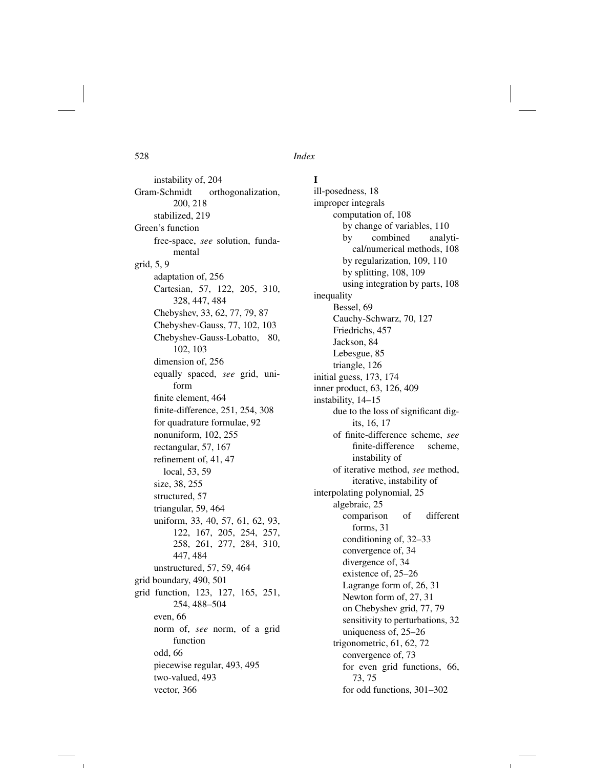instability of, 204
Gram-Schmidt orthogonalization, 200, 218
  stabilized, 219
Green's function
  free-space, *see* solution, fundamental
grid, 5, 9
  adaptation of, 256
  Cartesian, 57, 122, 205, 310, 328, 447, 484
  Chebyshev, 33, 62, 77, 79, 87
  Chebyshev-Gauss, 77, 102, 103
  Chebyshev-Gauss-Lobatto, 80, 102, 103
  dimension of, 256
  equally spaced, *see* grid, uniform
  finite element, 464
  finite-difference, 251, 254, 308
  for quadrature formulae, 92
  nonuniform, 102, 255
  rectangular, 57, 167
  refinement of, 41, 47
    local, 53, 59
  size, 38, 255
  structured, 57
  triangular, 59, 464
  uniform, 33, 40, 57, 61, 62, 93, 122, 167, 205, 254, 257, 258, 261, 277, 284, 310, 447, 484
  unstructured, 57, 59, 464
grid boundary, 490, 501
grid function, 123, 127, 165, 251, 254, 488–504
  even, 66
  norm of, *see* norm, of a grid function
  odd, 66
  piecewise regular, 493, 495
  two-valued, 493
  vector, 366

**I**

ill-posedness, 18
improper integrals
  computation of, 108
    by change of variables, 110
    by combined analytical/numerical methods, 108
    by regularization, 109, 110
    by splitting, 108, 109
    using integration by parts, 108
inequality
  Bessel, 69
  Cauchy-Schwarz, 70, 127
  Friedrichs, 457
  Jackson, 84
  Lebesgue, 85
  triangle, 126
initial guess, 173, 174
inner product, 63, 126, 409
instability, 14–15
  due to the loss of significant digits, 16, 17
  of finite-difference scheme, *see* finite-difference scheme, instability of
  of iterative method, *see* method, iterative, instability of
interpolating polynomial, 25
  algebraic, 25
    comparison of different forms, 31
    conditioning of, 32–33
    convergence of, 34
    divergence of, 34
    existence of, 25–26
    Lagrange form of, 26, 31
    Newton form of, 27, 31
    on Chebyshev grid, 77, 79
    sensitivity to perturbations, 32
    uniqueness of, 25–26
  trigonometric, 61, 62, 72
    convergence of, 73
    for even grid functions, 66, 73, 75
    for odd functions, 301–302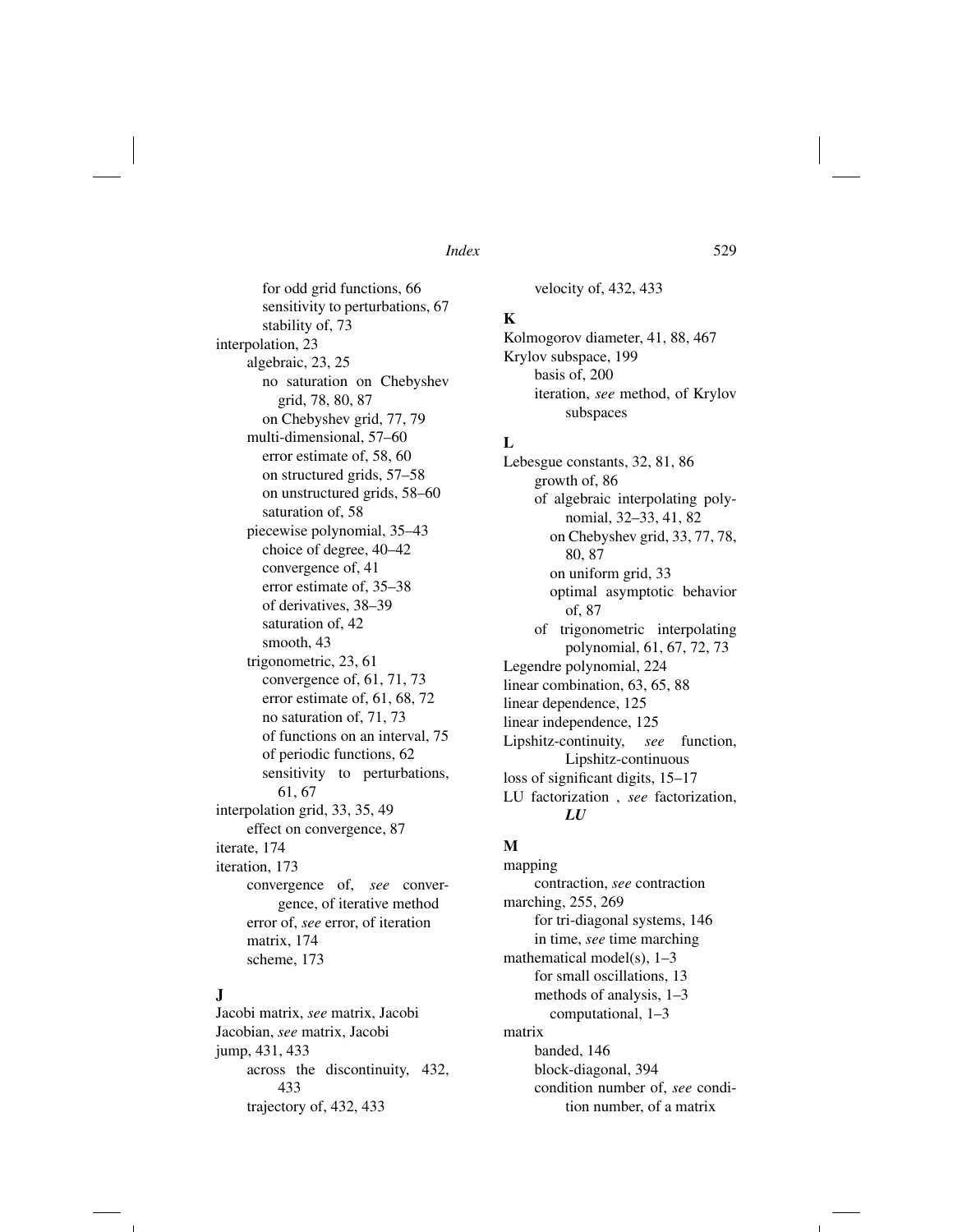for odd grid functions, 66
sensitivity to perturbations, 67
stability of, 73

interpolation, 23
- algebraic, 23, 25
  - no saturation on Chebyshev grid, 78, 80, 87
  - on Chebyshev grid, 77, 79
- multi-dimensional, 57–60
  - error estimate of, 58, 60
  - on structured grids, 57–58
  - on unstructured grids, 58–60
  - saturation of, 58
- piecewise polynomial, 35–43
  - choice of degree, 40–42
  - convergence of, 41
  - error estimate of, 35–38
  - of derivatives, 38–39
  - saturation of, 42
  - smooth, 43
- trigonometric, 23, 61
  - convergence of, 61, 71, 73
  - error estimate of, 61, 68, 72
  - no saturation of, 71, 73
  - of functions on an interval, 75
  - of periodic functions, 62
  - sensitivity to perturbations, 61, 67

interpolation grid, 33, 35, 49
- effect on convergence, 87

iterate, 174

iteration, 173
- convergence of, *see* convergence, of iterative method
- error of, *see* error, of iteration
- matrix, 174
- scheme, 173

## J

Jacobi matrix, *see* matrix, Jacobi

Jacobian, *see* matrix, Jacobi

jump, 431, 433
- across the discontinuity, 432, 433
- trajectory of, 432, 433
- velocity of, 432, 433

## K

Kolmogorov diameter, 41, 88, 467

Krylov subspace, 199
- basis of, 200
- iteration, *see* method, of Krylov subspaces

## L

Lebesgue constants, 32, 81, 86
- growth of, 86
- of algebraic interpolating polynomial, 32–33, 41, 82
  - on Chebyshev grid, 33, 77, 78, 80, 87
  - on uniform grid, 33
  - optimal asymptotic behavior of, 87
- of trigonometric interpolating polynomial, 61, 67, 72, 73

Legendre polynomial, 224

linear combination, 63, 65, 88

linear dependence, 125

linear independence, 125

Lipshitz-continuity, *see* function, Lipshitz-continuous

loss of significant digits, 15–17

LU factorization , *see* factorization, ***LU***

## M

mapping
- contraction, *see* contraction

marching, 255, 269
- for tri-diagonal systems, 146
- in time, *see* time marching

mathematical model(s), 1–3
- for small oscillations, 13
- methods of analysis, 1–3
  - computational, 1–3

matrix
- banded, 146
- block-diagonal, 394
- condition number of, *see* condition number, of a matrix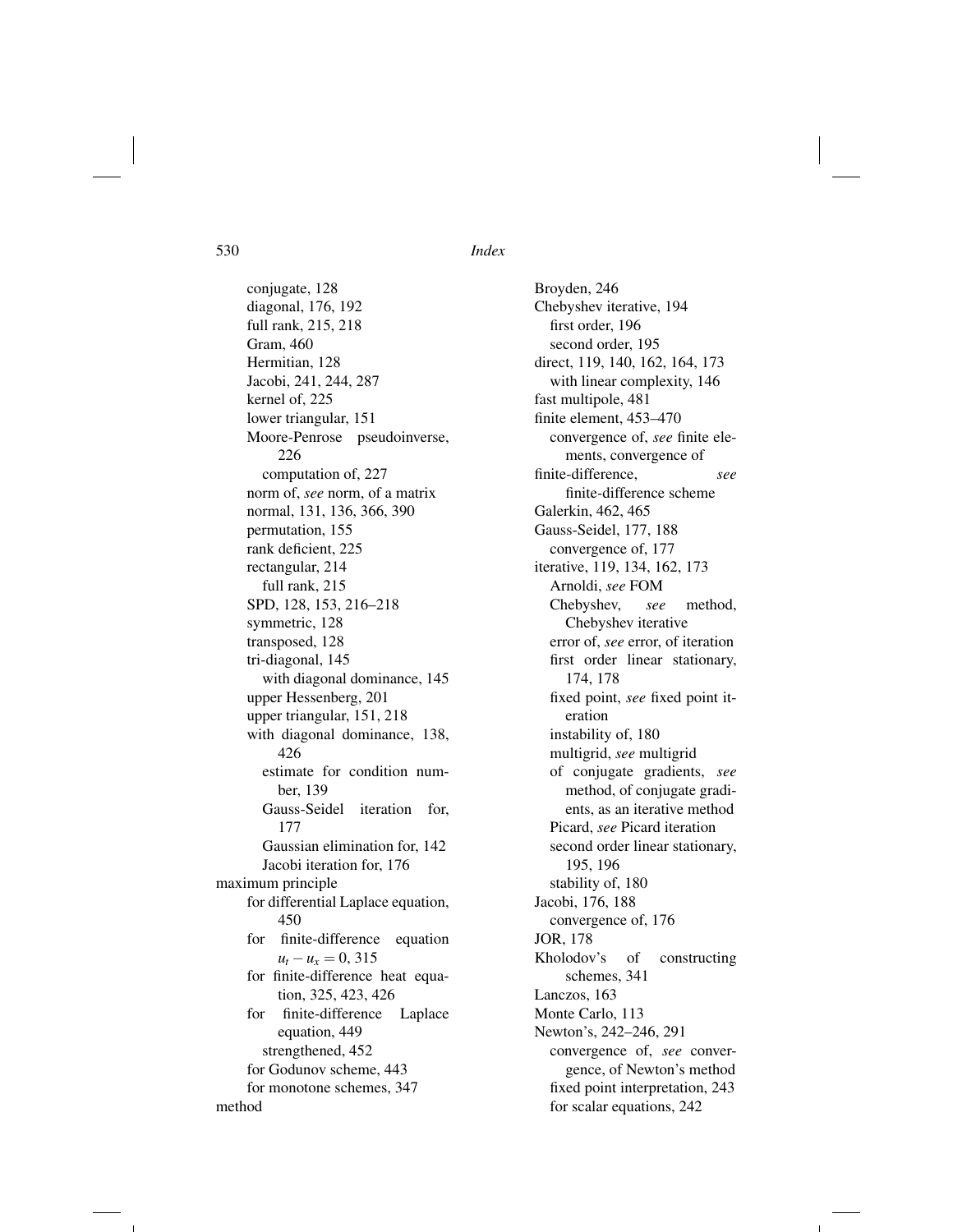conjugate, 128
diagonal, 176, 192
full rank, 215, 218
Gram, 460
Hermitian, 128
Jacobi, 241, 244, 287
kernel of, 225
lower triangular, 151
Moore-Penrose pseudoinverse, 226
  computation of, 227
norm of, *see* norm, of a matrix
normal, 131, 136, 366, 390
permutation, 155
rank deficient, 225
rectangular, 214
  full rank, 215
SPD, 128, 153, 216–218
symmetric, 128
transposed, 128
tri-diagonal, 145
  with diagonal dominance, 145
upper Hessenberg, 201
upper triangular, 151, 218
with diagonal dominance, 138, 426
  estimate for condition number, 139
  Gauss-Seidel iteration for, 177
  Gaussian elimination for, 142
  Jacobi iteration for, 176

maximum principle
  for differential Laplace equation, 450
  for finite-difference equation $u_t - u_x = 0$, 315
  for finite-difference heat equation, 325, 423, 426
  for finite-difference Laplace equation, 449
    strengthened, 452
  for Godunov scheme, 443
  for monotone schemes, 347

method
  Broyden, 246
  Chebyshev iterative, 194
    first order, 196
    second order, 195
  direct, 119, 140, 162, 164, 173
    with linear complexity, 146
  fast multipole, 481
  finite element, 453–470
    convergence of, *see* finite elements, convergence of
  finite-difference, *see* finite-difference scheme
  Galerkin, 462, 465
  Gauss-Seidel, 177, 188
    convergence of, 177
  iterative, 119, 134, 162, 173
    Arnoldi, *see* FOM
    Chebyshev, *see* method, Chebyshev iterative
    error of, *see* error, of iteration
    first order linear stationary, 174, 178
    fixed point, *see* fixed point iteration
    instability of, 180
    multigrid, *see* multigrid
    of conjugate gradients, *see* method, of conjugate gradients, as an iterative method
    Picard, *see* Picard iteration
    second order linear stationary, 195, 196
    stability of, 180
  Jacobi, 176, 188
    convergence of, 176
  JOR, 178
  Kholodov's of constructing schemes, 341
  Lanczos, 163
  Monte Carlo, 113
  Newton's, 242–246, 291
    convergence of, *see* convergence, of Newton's method
    fixed point interpretation, 243
    for scalar equations, 242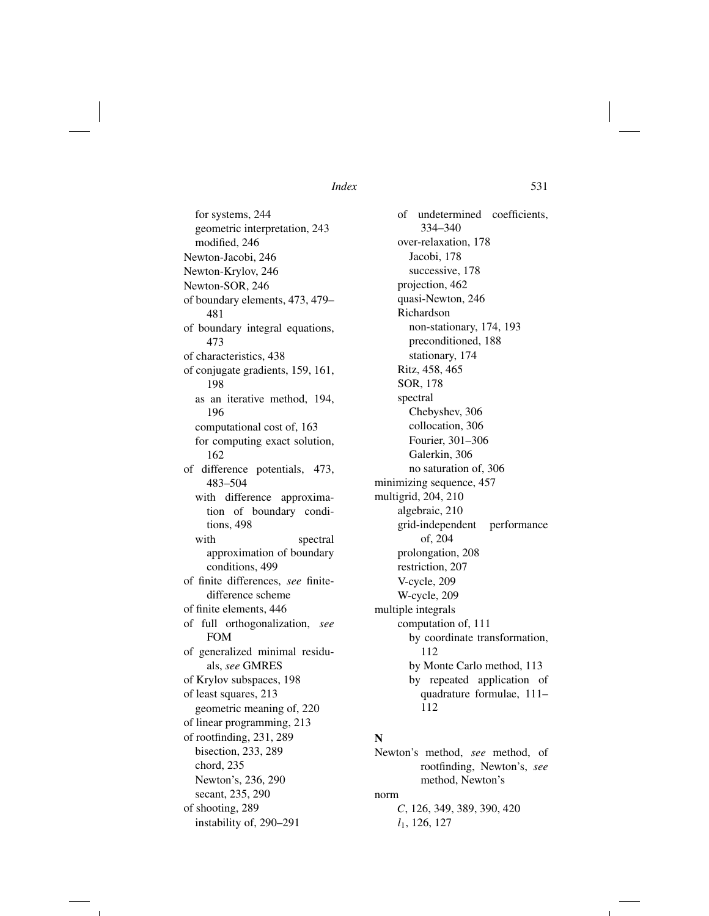for systems, 244
geometric interpretation, 243
modified, 246
Newton-Jacobi, 246
Newton-Krylov, 246
Newton-SOR, 246
of boundary elements, 473, 479–481
of boundary integral equations, 473
of characteristics, 438
of conjugate gradients, 159, 161, 198
as an iterative method, 194, 196
computational cost of, 163
for computing exact solution, 162
of difference potentials, 473, 483–504
with difference approximation of boundary conditions, 498
with spectral approximation of boundary conditions, 499
of finite differences, *see* finite-difference scheme
of finite elements, 446
of full orthogonalization, *see* FOM
of generalized minimal residuals, *see* GMRES
of Krylov subspaces, 198
of least squares, 213
geometric meaning of, 220
of linear programming, 213
of rootfinding, 231, 289
bisection, 233, 289
chord, 235
Newton's, 236, 290
secant, 235, 290
of shooting, 289
instability of, 290–291
of undetermined coefficients, 334–340
over-relaxation, 178
Jacobi, 178
successive, 178
projection, 462
quasi-Newton, 246
Richardson
non-stationary, 174, 193
preconditioned, 188
stationary, 174
Ritz, 458, 465
SOR, 178
spectral
Chebyshev, 306
collocation, 306
Fourier, 301–306
Galerkin, 306
no saturation of, 306
minimizing sequence, 457
multigrid, 204, 210
algebraic, 210
grid-independent performance of, 204
prolongation, 208
restriction, 207
V-cycle, 209
W-cycle, 209
multiple integrals
computation of, 111
by coordinate transformation, 112
by Monte Carlo method, 113
by repeated application of quadrature formulae, 111–112

**N**

Newton's method, *see* method, of rootfinding, Newton's, *see* method, Newton's
norm
$C$, 126, 349, 389, 390, 420
$l_1$, 126, 127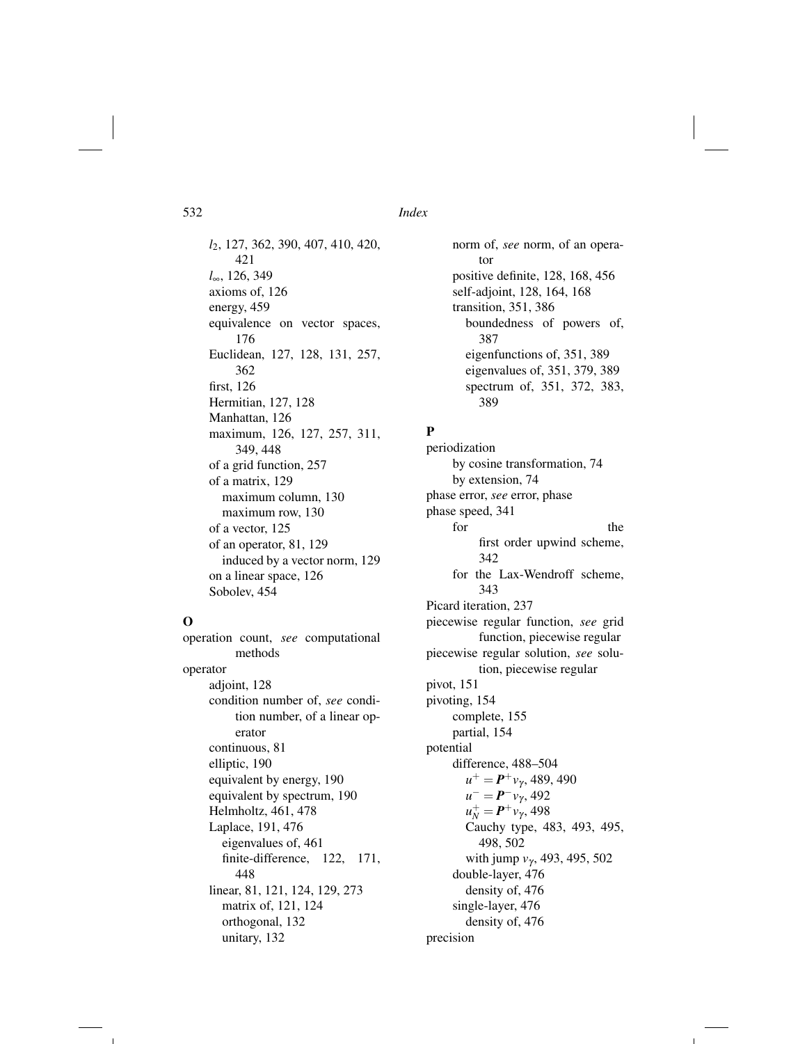$l_2$, 127, 362, 390, 407, 410, 420, 421
$l_\infty$, 126, 349
axioms of, 126
energy, 459
equivalence on vector spaces, 176
Euclidean, 127, 128, 131, 257, 362
first, 126
Hermitian, 127, 128
Manhattan, 126
maximum, 126, 127, 257, 311, 349, 448
of a grid function, 257
of a matrix, 129
  maximum column, 130
  maximum row, 130
of a vector, 125
of an operator, 81, 129
  induced by a vector norm, 129
on a linear space, 126
Sobolev, 454

## O

operation count, *see* computational methods
operator
  adjoint, 128
  condition number of, *see* condition number, of a linear operator
  continuous, 81
  elliptic, 190
  equivalent by energy, 190
  equivalent by spectrum, 190
  Helmholtz, 461, 478
  Laplace, 191, 476
    eigenvalues of, 461
    finite-difference, 122, 171, 448
  linear, 81, 121, 124, 129, 273
    matrix of, 121, 124
    orthogonal, 132
    unitary, 132
  norm of, *see* norm, of an operator
  positive definite, 128, 168, 456
  self-adjoint, 128, 164, 168
  transition, 351, 386
    boundedness of powers of, 387
    eigenfunctions of, 351, 389
    eigenvalues of, 351, 379, 389
    spectrum of, 351, 372, 383, 389

## P

periodization
  by cosine transformation, 74
  by extension, 74
phase error, *see* error, phase
phase speed, 341
  for the first order upwind scheme, 342
  for the Lax-Wendroff scheme, 343
Picard iteration, 237
piecewise regular function, *see* grid function, piecewise regular
piecewise regular solution, *see* solution, piecewise regular
pivot, 151
pivoting, 154
  complete, 155
  partial, 154
potential
  difference, 488–504
    $u^+ = \boldsymbol{P}^+ v_\gamma$, 489, 490
    $u^- = \boldsymbol{P}^- v_\gamma$, 492
    $u_N^+ = \boldsymbol{P}^+ v_\gamma$, 498
    Cauchy type, 483, 493, 495, 498, 502
    with jump $v_\gamma$, 493, 495, 502
  double-layer, 476
    density of, 476
  single-layer, 476
    density of, 476
precision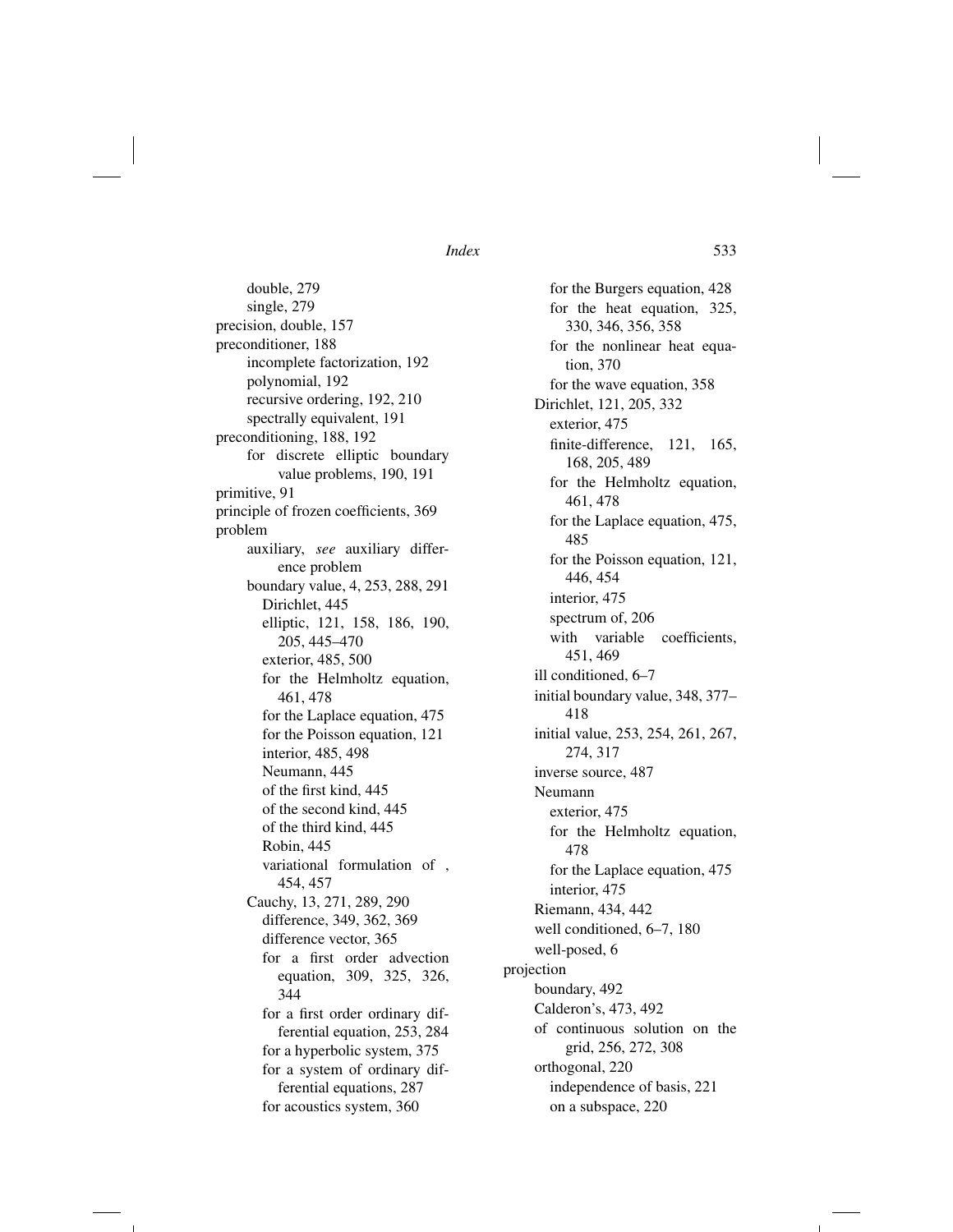- double, 279
- single, 279

precision, double, 157

preconditioner, 188
- incomplete factorization, 192
- polynomial, 192
- recursive ordering, 192, 210
- spectrally equivalent, 191

preconditioning, 188, 192
- for discrete elliptic boundary value problems, 190, 191

primitive, 91

principle of frozen coefficients, 369

problem
- auxiliary, *see* auxiliary difference problem
- boundary value, 4, 253, 288, 291
  - Dirichlet, 445
  - elliptic, 121, 158, 186, 190, 205, 445–470
  - exterior, 485, 500
  - for the Helmholtz equation, 461, 478
  - for the Laplace equation, 475
  - for the Poisson equation, 121
  - interior, 485, 498
  - Neumann, 445
  - of the first kind, 445
  - of the second kind, 445
  - of the third kind, 445
  - Robin, 445
  - variational formulation of , 454, 457
- Cauchy, 13, 271, 289, 290
  - difference, 349, 362, 369
  - difference vector, 365
  - for a first order advection equation, 309, 325, 326, 344
  - for a first order ordinary differential equation, 253, 284
  - for a hyperbolic system, 375
  - for a system of ordinary differential equations, 287
  - for acoustics system, 360
  - for the Burgers equation, 428
  - for the heat equation, 325, 330, 346, 356, 358
  - for the nonlinear heat equation, 370
  - for the wave equation, 358
- Dirichlet, 121, 205, 332
  - exterior, 475
  - finite-difference, 121, 165, 168, 205, 489
  - for the Helmholtz equation, 461, 478
  - for the Laplace equation, 475, 485
  - for the Poisson equation, 121, 446, 454
  - interior, 475
  - spectrum of, 206
  - with variable coefficients, 451, 469
- ill conditioned, 6–7
- initial boundary value, 348, 377–418
- initial value, 253, 254, 261, 267, 274, 317
- inverse source, 487
- Neumann
  - exterior, 475
  - for the Helmholtz equation, 478
  - for the Laplace equation, 475
  - interior, 475
- Riemann, 434, 442
- well conditioned, 6–7, 180
- well-posed, 6

projection
- boundary, 492
- Calderon's, 473, 492
- of continuous solution on the grid, 256, 272, 308
- orthogonal, 220
  - independence of basis, 221
  - on a subspace, 220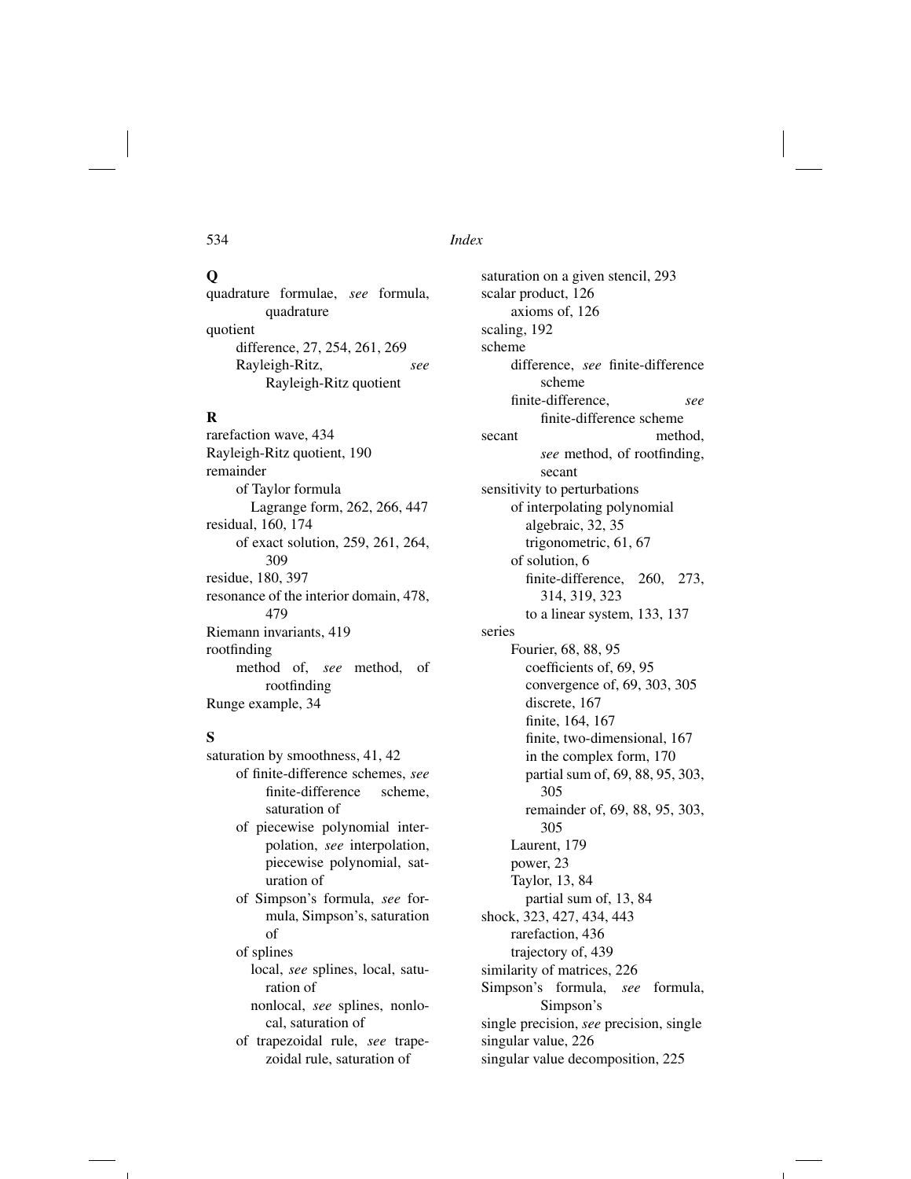## Q

quadrature formulae, *see* formula, quadrature
quotient
  difference, 27, 254, 261, 269
  Rayleigh-Ritz, *see* Rayleigh-Ritz quotient

## R

rarefaction wave, 434
Rayleigh-Ritz quotient, 190
remainder
  of Taylor formula
    Lagrange form, 262, 266, 447
residual, 160, 174
  of exact solution, 259, 261, 264, 309
residue, 180, 397
resonance of the interior domain, 478, 479
Riemann invariants, 419
rootfinding
  method of, *see* method, of rootfinding
Runge example, 34

## S

saturation by smoothness, 41, 42
  of finite-difference schemes, *see* finite-difference scheme, saturation of
  of piecewise polynomial interpolation, *see* interpolation, piecewise polynomial, saturation of
  of Simpson's formula, *see* formula, Simpson's, saturation of
  of splines
    local, *see* splines, local, saturation of
    nonlocal, *see* splines, nonlocal, saturation of
  of trapezoidal rule, *see* trapezoidal rule, saturation of
saturation on a given stencil, 293
scalar product, 126
  axioms of, 126
scaling, 192
scheme
  difference, *see* finite-difference scheme
  finite-difference, *see* finite-difference scheme
secant method, *see* method, of rootfinding, secant
sensitivity to perturbations
  of interpolating polynomial
    algebraic, 32, 35
    trigonometric, 61, 67
  of solution, 6
    finite-difference, 260, 273, 314, 319, 323
    to a linear system, 133, 137
series
  Fourier, 68, 88, 95
    coefficients of, 69, 95
    convergence of, 69, 303, 305
    discrete, 167
    finite, 164, 167
    finite, two-dimensional, 167
    in the complex form, 170
    partial sum of, 69, 88, 95, 303, 305
    remainder of, 69, 88, 95, 303, 305
  Laurent, 179
  power, 23
  Taylor, 13, 84
    partial sum of, 13, 84
shock, 323, 427, 434, 443
  rarefaction, 436
  trajectory of, 439
similarity of matrices, 226
Simpson's formula, *see* formula, Simpson's
single precision, *see* precision, single
singular value, 226
singular value decomposition, 225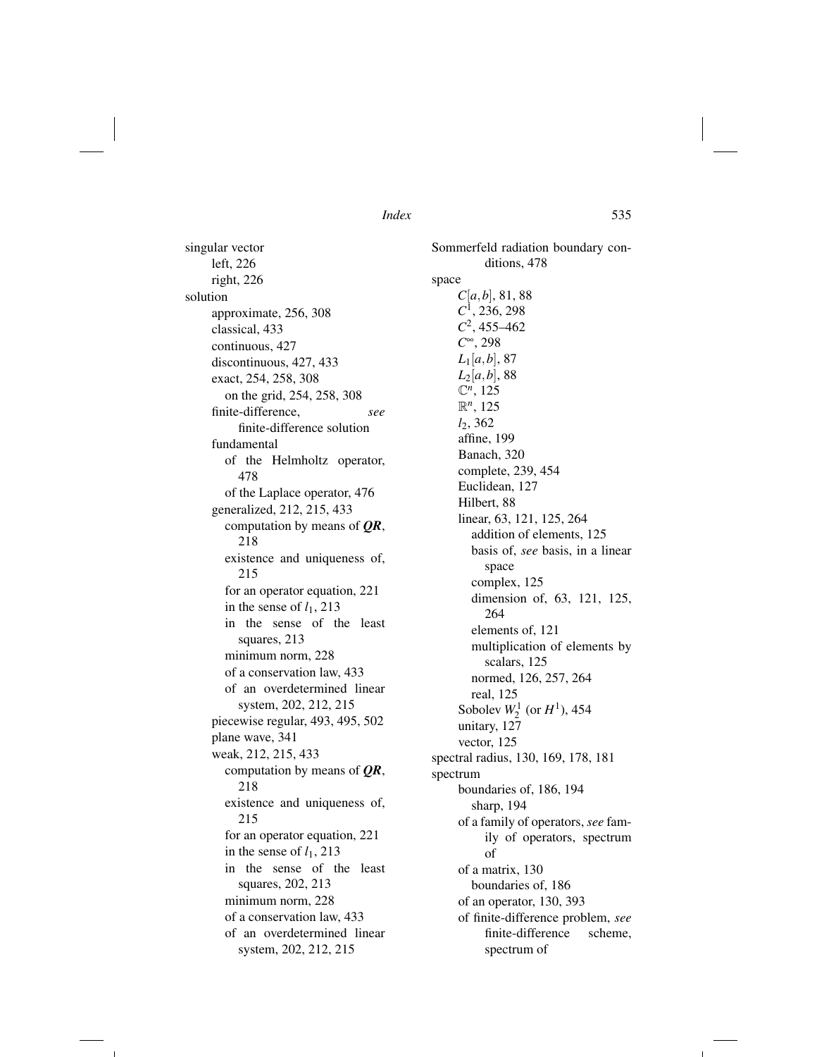singular vector
- left, 226
- right, 226

solution
- approximate, 256, 308
- classical, 433
- continuous, 427
- discontinuous, 427, 433
- exact, 254, 258, 308
  - on the grid, 254, 258, 308
- finite-difference, *see* finite-difference solution
- fundamental
  - of the Helmholtz operator, 478
  - of the Laplace operator, 476
- generalized, 212, 215, 433
  - computation by means of ***QR***, 218
  - existence and uniqueness of, 215
  - for an operator equation, 221
  - in the sense of $l_1$, 213
  - in the sense of the least squares, 213
  - minimum norm, 228
  - of a conservation law, 433
  - of an overdetermined linear system, 202, 212, 215
- piecewise regular, 493, 495, 502
- plane wave, 341
- weak, 212, 215, 433
  - computation by means of ***QR***, 218
  - existence and uniqueness of, 215
  - for an operator equation, 221
  - in the sense of $l_1$, 213
  - in the sense of the least squares, 202, 213
  - minimum norm, 228
  - of a conservation law, 433
  - of an overdetermined linear system, 202, 212, 215

Sommerfeld radiation boundary conditions, 478

space
- $C[a,b]$, 81, 88
- $C^1$, 236, 298
- $C^2$, 455–462
- $C^\infty$, 298
- $L_1[a,b]$, 87
- $L_2[a,b]$, 88
- $\mathbb{C}^n$, 125
- $\mathbb{R}^n$, 125
- $l_2$, 362
- affine, 199
- Banach, 320
- complete, 239, 454
- Euclidean, 127
- Hilbert, 88
- linear, 63, 121, 125, 264
  - addition of elements, 125
  - basis of, *see* basis, in a linear space
  - complex, 125
  - dimension of, 63, 121, 125, 264
  - elements of, 121
  - multiplication of elements by scalars, 125
  - normed, 126, 257, 264
  - real, 125
- Sobolev $W_2^1$ (or $H^1$), 454
- unitary, 127
- vector, 125

spectral radius, 130, 169, 178, 181

spectrum
- boundaries of, 186, 194
  - sharp, 194
- of a family of operators, *see* family of operators, spectrum of
- of a matrix, 130
  - boundaries of, 186
- of an operator, 130, 393
- of finite-difference problem, *see* finite-difference scheme, spectrum of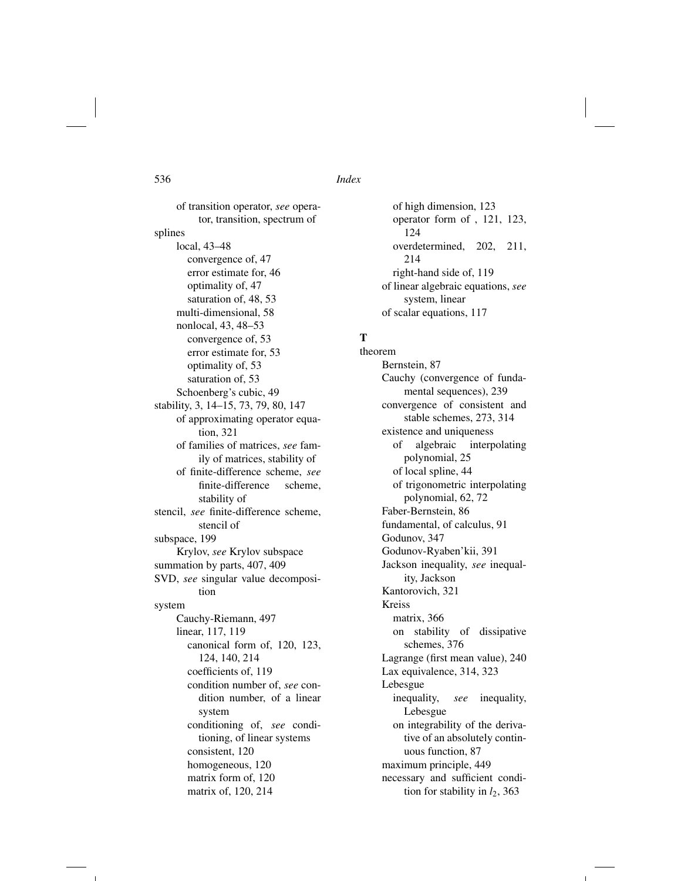of transition operator, *see* operator, transition, spectrum of

splines
- local, 43–48
  - convergence of, 47
  - error estimate for, 46
  - optimality of, 47
  - saturation of, 48, 53
- multi-dimensional, 58
- nonlocal, 43, 48–53
  - convergence of, 53
  - error estimate for, 53
  - optimality of, 53
  - saturation of, 53
- Schoenberg's cubic, 49

stability, 3, 14–15, 73, 79, 80, 147
- of approximating operator equation, 321
- of families of matrices, *see* family of matrices, stability of
- of finite-difference scheme, *see* finite-difference scheme, stability of

stencil, *see* finite-difference scheme, stencil of

subspace, 199
- Krylov, *see* Krylov subspace

summation by parts, 407, 409

SVD, *see* singular value decomposition

system
- Cauchy-Riemann, 497
- linear, 117, 119
  - canonical form of, 120, 123, 124, 140, 214
  - coefficients of, 119
  - condition number of, *see* condition number, of a linear system
  - conditioning of, *see* conditioning, of linear systems
  - consistent, 120
  - homogeneous, 120
  - matrix form of, 120
  - matrix of, 120, 214
  - of high dimension, 123
  - operator form of , 121, 123, 124
  - overdetermined, 202, 211, 214
  - right-hand side of, 119
- of linear algebraic equations, *see* system, linear
- of scalar equations, 117

**T**

theorem
- Bernstein, 87
- Cauchy (convergence of fundamental sequences), 239
- convergence of consistent and stable schemes, 273, 314
- existence and uniqueness
  - of algebraic interpolating polynomial, 25
  - of local spline, 44
  - of trigonometric interpolating polynomial, 62, 72
- Faber-Bernstein, 86
- fundamental, of calculus, 91
- Godunov, 347
- Godunov-Ryaben'kii, 391
- Jackson inequality, *see* inequality, Jackson
- Kantorovich, 321
- Kreiss
  - matrix, 366
  - on stability of dissipative schemes, 376
- Lagrange (first mean value), 240
- Lax equivalence, 314, 323
- Lebesgue
  - inequality, *see* inequality, Lebesgue
  - on integrability of the derivative of an absolutely continuous function, 87
- maximum principle, 449
- necessary and sufficient condition for stability in $l_2$, 363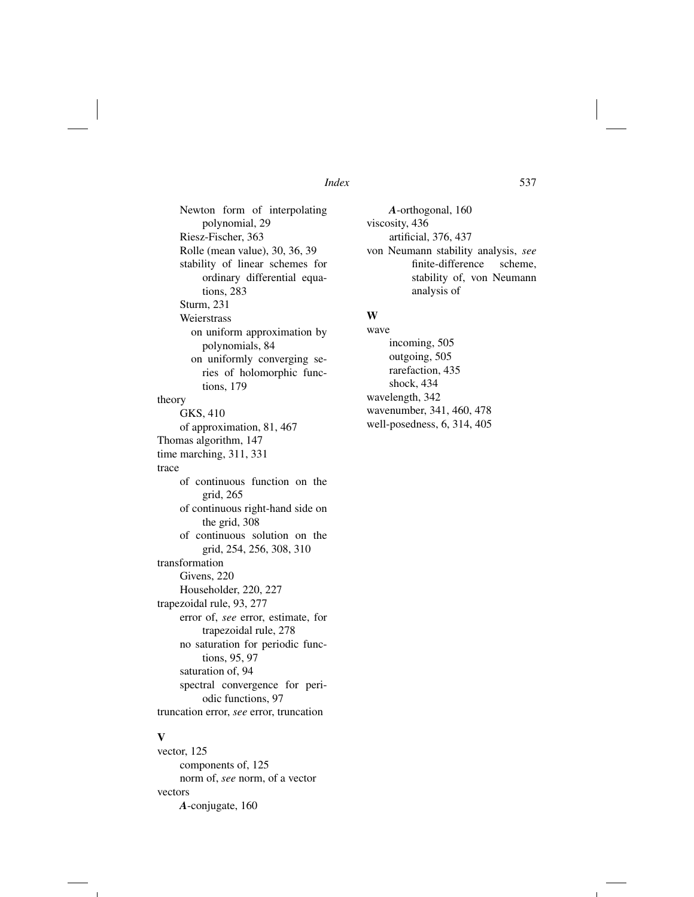Newton form of interpolating polynomial, 29
Riesz-Fischer, 363
Rolle (mean value), 30, 36, 39
stability of linear schemes for ordinary differential equations, 283
Sturm, 231
Weierstrass
on uniform approximation by polynomials, 84
on uniformly converging series of holomorphic functions, 179

theory
GKS, 410
of approximation, 81, 467

Thomas algorithm, 147

time marching, 311, 331

trace
of continuous function on the grid, 265
of continuous right-hand side on the grid, 308
of continuous solution on the grid, 254, 256, 308, 310

transformation
Givens, 220
Householder, 220, 227

trapezoidal rule, 93, 277
error of, *see* error, estimate, for trapezoidal rule, 278
no saturation for periodic functions, 95, 97
saturation of, 94
spectral convergence for periodic functions, 97

truncation error, *see* error, truncation

## V

vector, 125
components of, 125
norm of, *see* norm, of a vector

vectors
***A***-conjugate, 160
***A***-orthogonal, 160

viscosity, 436
artificial, 376, 437

von Neumann stability analysis, *see* finite-difference scheme, stability of, von Neumann analysis of

## W

wave
incoming, 505
outgoing, 505
rarefaction, 435
shock, 434

wavelength, 342

wavenumber, 341, 460, 478

well-posedness, 6, 314, 405